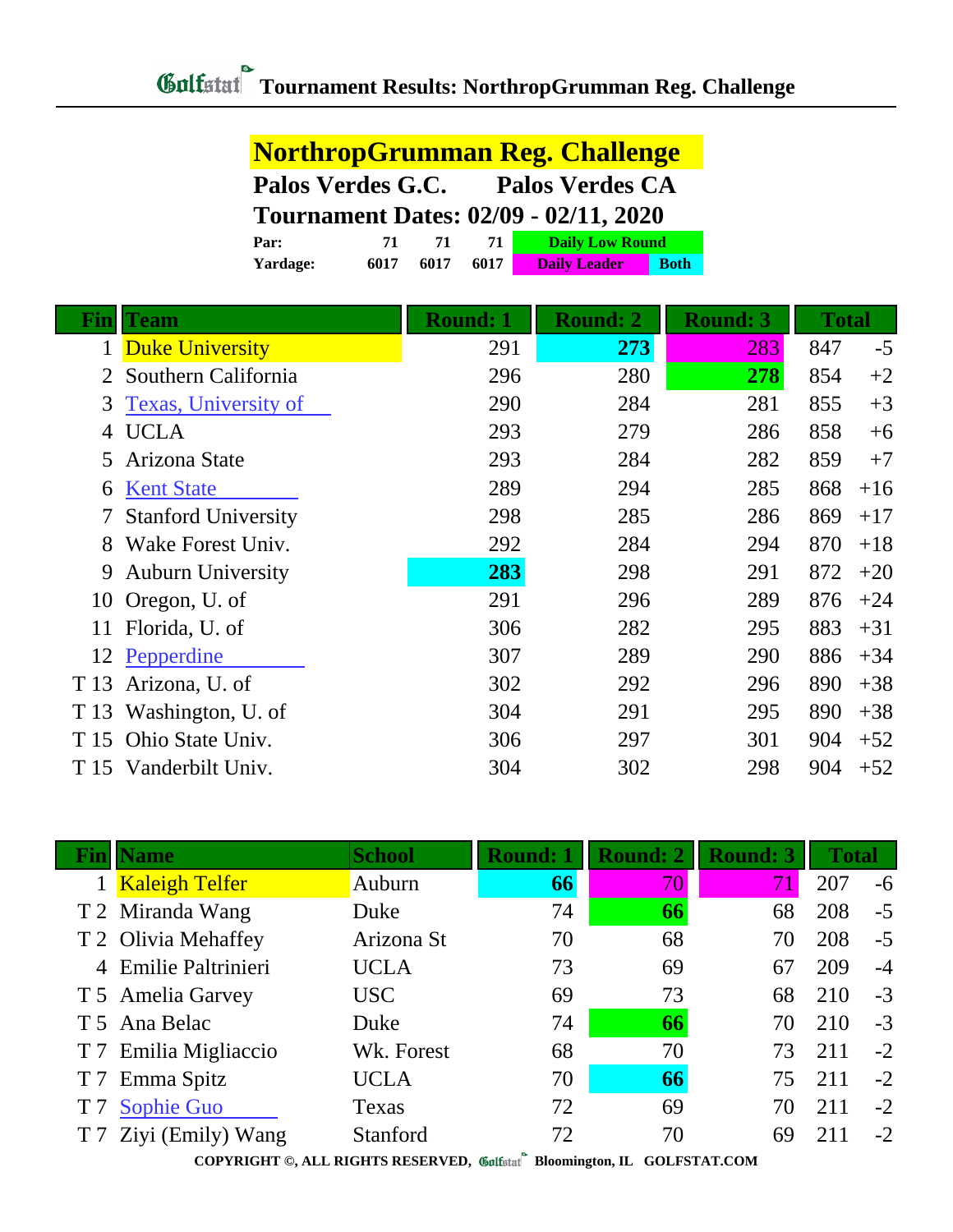# Tournament Results: NorthropGrumman Reg. Challenge

## NorthropGrumman Reg. Challenge

**Palos Verdes G.C.  Palos Verdes CA**

**Tournament Dates: 02/09 - 02/11, 2020**

| | | | | |
|---|---|---|---|---|
| **Par:** | 71 | 71 | 71 | Daily Low Round |
| **Yardage:** | 6017 | 6017 | 6017 | Daily Leader / Both |

| Fin | Team | Round: 1 | Round: 2 | Round: 3 | Total | |
|---|---|---|---|---|---|---|
| 1 | Duke University | 291 | **273** | 283 | 847 | -5 |
| 2 | Southern California | 296 | 280 | **278** | 854 | +2 |
| 3 | Texas, University of | 290 | 284 | 281 | 855 | +3 |
| 4 | UCLA | 293 | 279 | 286 | 858 | +6 |
| 5 | Arizona State | 293 | 284 | 282 | 859 | +7 |
| 6 | Kent State | 289 | 294 | 285 | 868 | +16 |
| 7 | Stanford University | 298 | 285 | 286 | 869 | +17 |
| 8 | Wake Forest Univ. | 292 | 284 | 294 | 870 | +18 |
| 9 | Auburn University | **283** | 298 | 291 | 872 | +20 |
| 10 | Oregon, U. of | 291 | 296 | 289 | 876 | +24 |
| 11 | Florida, U. of | 306 | 282 | 295 | 883 | +31 |
| 12 | Pepperdine | 307 | 289 | 290 | 886 | +34 |
| T 13 | Arizona, U. of | 302 | 292 | 296 | 890 | +38 |
| T 13 | Washington, U. of | 304 | 291 | 295 | 890 | +38 |
| T 15 | Ohio State Univ. | 306 | 297 | 301 | 904 | +52 |
| T 15 | Vanderbilt Univ. | 304 | 302 | 298 | 904 | +52 |

| Fin | Name | School | Round: 1 | Round: 2 | Round: 3 | Total | |
|---|---|---|---|---|---|---|---|
| 1 | Kaleigh Telfer | Auburn | **66** | 70 | 71 | 207 | -6 |
| T 2 | Miranda Wang | Duke | 74 | **66** | 68 | 208 | -5 |
| T 2 | Olivia Mehaffey | Arizona St | 70 | 68 | 70 | 208 | -5 |
| 4 | Emilie Paltrinieri | UCLA | 73 | 69 | 67 | 209 | -4 |
| T 5 | Amelia Garvey | USC | 69 | 73 | 68 | 210 | -3 |
| T 5 | Ana Belac | Duke | 74 | **66** | 70 | 210 | -3 |
| T 7 | Emilia Migliaccio | Wk. Forest | 68 | 70 | 73 | 211 | -2 |
| T 7 | Emma Spitz | UCLA | 70 | **66** | 75 | 211 | -2 |
| T 7 | Sophie Guo | Texas | 72 | 69 | 70 | 211 | -2 |
| T 7 | Ziyi (Emily) Wang | Stanford | 72 | 70 | 69 | 211 | -2 |

COPYRIGHT ©, ALL RIGHTS RESERVED, Golfstat Bloomington, IL GOLFSTAT.COM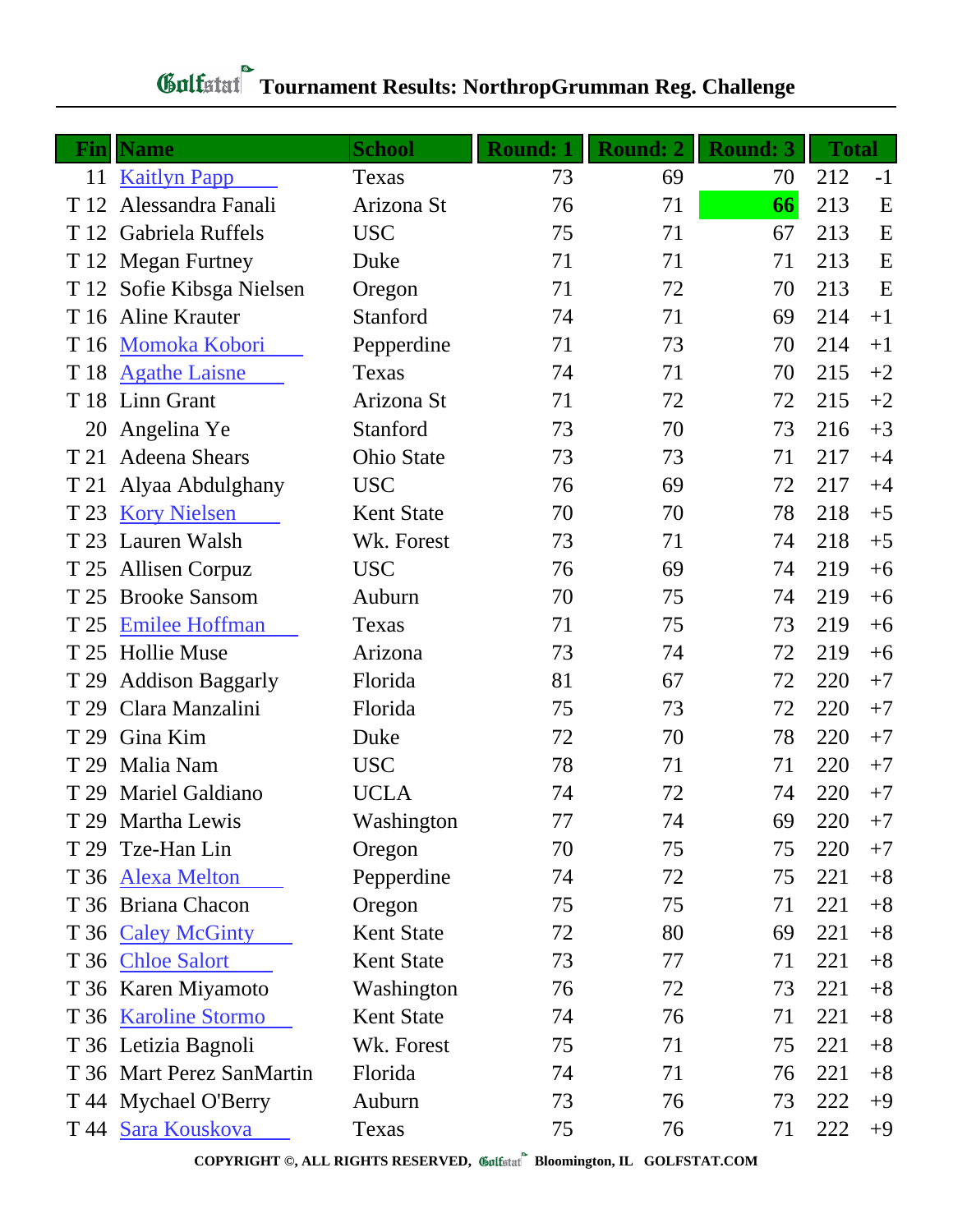# Golfstat Tournament Results: NorthropGrumman Reg. Challenge

| Fin | Name | School | Round: 1 | Round: 2 | Round: 3 | Total | |
|---|---|---|---|---|---|---|---|
| 11 | Kaitlyn Papp | Texas | 73 | 69 | 70 | 212 | -1 |
| T 12 | Alessandra Fanali | Arizona St | 76 | 71 | 66 | 213 | E |
| T 12 | Gabriela Ruffels | USC | 75 | 71 | 67 | 213 | E |
| T 12 | Megan Furtney | Duke | 71 | 71 | 71 | 213 | E |
| T 12 | Sofie Kibsga Nielsen | Oregon | 71 | 72 | 70 | 213 | E |
| T 16 | Aline Krauter | Stanford | 74 | 71 | 69 | 214 | +1 |
| T 16 | Momoka Kobori | Pepperdine | 71 | 73 | 70 | 214 | +1 |
| T 18 | Agathe Laisne | Texas | 74 | 71 | 70 | 215 | +2 |
| T 18 | Linn Grant | Arizona St | 71 | 72 | 72 | 215 | +2 |
| 20 | Angelina Ye | Stanford | 73 | 70 | 73 | 216 | +3 |
| T 21 | Adeena Shears | Ohio State | 73 | 73 | 71 | 217 | +4 |
| T 21 | Alyaa Abdulghany | USC | 76 | 69 | 72 | 217 | +4 |
| T 23 | Kory Nielsen | Kent State | 70 | 70 | 78 | 218 | +5 |
| T 23 | Lauren Walsh | Wk. Forest | 73 | 71 | 74 | 218 | +5 |
| T 25 | Allisen Corpuz | USC | 76 | 69 | 74 | 219 | +6 |
| T 25 | Brooke Sansom | Auburn | 70 | 75 | 74 | 219 | +6 |
| T 25 | Emilee Hoffman | Texas | 71 | 75 | 73 | 219 | +6 |
| T 25 | Hollie Muse | Arizona | 73 | 74 | 72 | 219 | +6 |
| T 29 | Addison Baggarly | Florida | 81 | 67 | 72 | 220 | +7 |
| T 29 | Clara Manzalini | Florida | 75 | 73 | 72 | 220 | +7 |
| T 29 | Gina Kim | Duke | 72 | 70 | 78 | 220 | +7 |
| T 29 | Malia Nam | USC | 78 | 71 | 71 | 220 | +7 |
| T 29 | Mariel Galdiano | UCLA | 74 | 72 | 74 | 220 | +7 |
| T 29 | Martha Lewis | Washington | 77 | 74 | 69 | 220 | +7 |
| T 29 | Tze-Han Lin | Oregon | 70 | 75 | 75 | 220 | +7 |
| T 36 | Alexa Melton | Pepperdine | 74 | 72 | 75 | 221 | +8 |
| T 36 | Briana Chacon | Oregon | 75 | 75 | 71 | 221 | +8 |
| T 36 | Caley McGinty | Kent State | 72 | 80 | 69 | 221 | +8 |
| T 36 | Chloe Salort | Kent State | 73 | 77 | 71 | 221 | +8 |
| T 36 | Karen Miyamoto | Washington | 76 | 72 | 73 | 221 | +8 |
| T 36 | Karoline Stormo | Kent State | 74 | 76 | 71 | 221 | +8 |
| T 36 | Letizia Bagnoli | Wk. Forest | 75 | 71 | 75 | 221 | +8 |
| T 36 | Mart Perez SanMartin | Florida | 74 | 71 | 76 | 221 | +8 |
| T 44 | Mychael O'Berry | Auburn | 73 | 76 | 73 | 222 | +9 |
| T 44 | Sara Kouskova | Texas | 75 | 76 | 71 | 222 | +9 |

COPYRIGHT ©, ALL RIGHTS RESERVED, Golfstat Bloomington, IL GOLFSTAT.COM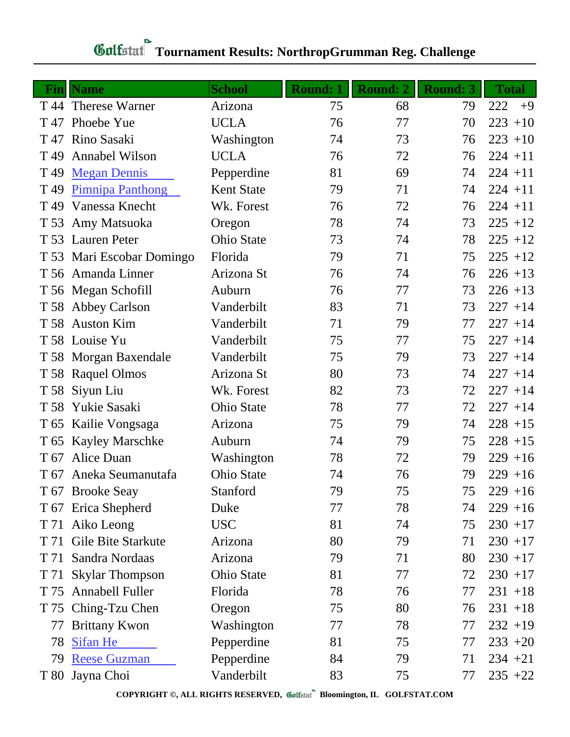# Golfstat Tournament Results: NorthropGrumman Reg. Challenge

| Fin | Name | School | Round: 1 | Round: 2 | Round: 3 | Total | |
|---|---|---|---|---|---|---|---|
| T 44 | Therese Warner | Arizona | 75 | 68 | 79 | 222 | +9 |
| T 47 | Phoebe Yue | UCLA | 76 | 77 | 70 | 223 | +10 |
| T 47 | Rino Sasaki | Washington | 74 | 73 | 76 | 223 | +10 |
| T 49 | Annabel Wilson | UCLA | 76 | 72 | 76 | 224 | +11 |
| T 49 | Megan Dennis | Pepperdine | 81 | 69 | 74 | 224 | +11 |
| T 49 | Pimnipa Panthong | Kent State | 79 | 71 | 74 | 224 | +11 |
| T 49 | Vanessa Knecht | Wk. Forest | 76 | 72 | 76 | 224 | +11 |
| T 53 | Amy Matsuoka | Oregon | 78 | 74 | 73 | 225 | +12 |
| T 53 | Lauren Peter | Ohio State | 73 | 74 | 78 | 225 | +12 |
| T 53 | Mari Escobar Domingo | Florida | 79 | 71 | 75 | 225 | +12 |
| T 56 | Amanda Linner | Arizona St | 76 | 74 | 76 | 226 | +13 |
| T 56 | Megan Schofill | Auburn | 76 | 77 | 73 | 226 | +13 |
| T 58 | Abbey Carlson | Vanderbilt | 83 | 71 | 73 | 227 | +14 |
| T 58 | Auston Kim | Vanderbilt | 71 | 79 | 77 | 227 | +14 |
| T 58 | Louise Yu | Vanderbilt | 75 | 77 | 75 | 227 | +14 |
| T 58 | Morgan Baxendale | Vanderbilt | 75 | 79 | 73 | 227 | +14 |
| T 58 | Raquel Olmos | Arizona St | 80 | 73 | 74 | 227 | +14 |
| T 58 | Siyun Liu | Wk. Forest | 82 | 73 | 72 | 227 | +14 |
| T 58 | Yukie Sasaki | Ohio State | 78 | 77 | 72 | 227 | +14 |
| T 65 | Kailie Vongsaga | Arizona | 75 | 79 | 74 | 228 | +15 |
| T 65 | Kayley Marschke | Auburn | 74 | 79 | 75 | 228 | +15 |
| T 67 | Alice Duan | Washington | 78 | 72 | 79 | 229 | +16 |
| T 67 | Aneka Seumanutafa | Ohio State | 74 | 76 | 79 | 229 | +16 |
| T 67 | Brooke Seay | Stanford | 79 | 75 | 75 | 229 | +16 |
| T 67 | Erica Shepherd | Duke | 77 | 78 | 74 | 229 | +16 |
| T 71 | Aiko Leong | USC | 81 | 74 | 75 | 230 | +17 |
| T 71 | Gile Bite Starkute | Arizona | 80 | 79 | 71 | 230 | +17 |
| T 71 | Sandra Nordaas | Arizona | 79 | 71 | 80 | 230 | +17 |
| T 71 | Skylar Thompson | Ohio State | 81 | 77 | 72 | 230 | +17 |
| T 75 | Annabell Fuller | Florida | 78 | 76 | 77 | 231 | +18 |
| T 75 | Ching-Tzu Chen | Oregon | 75 | 80 | 76 | 231 | +18 |
| 77 | Brittany Kwon | Washington | 77 | 78 | 77 | 232 | +19 |
| 78 | Sifan He | Pepperdine | 81 | 75 | 77 | 233 | +20 |
| 79 | Reese Guzman | Pepperdine | 84 | 79 | 71 | 234 | +21 |
| T 80 | Jayna Choi | Vanderbilt | 83 | 75 | 77 | 235 | +22 |

COPYRIGHT ©, ALL RIGHTS RESERVED, Golfstat Bloomington, IL GOLFSTAT.COM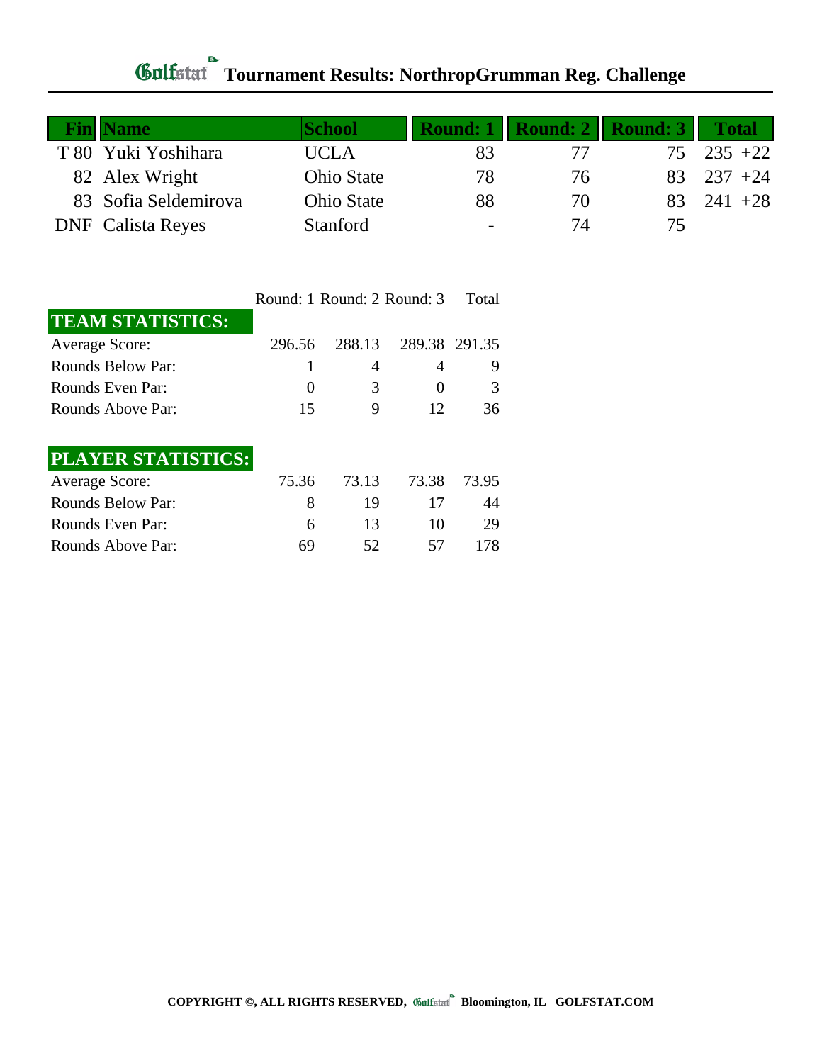# Golfstat Tournament Results: NorthropGrumman Reg. Challenge

| Fin | Name | School | Round: 1 | Round: 2 | Round: 3 | Total | |
|---|---|---|---|---|---|---|---|
| T 80 | Yuki Yoshihara | UCLA | 83 | 77 | 75 | 235 | +22 |
| 82 | Alex Wright | Ohio State | 78 | 76 | 83 | 237 | +24 |
| 83 | Sofia Seldemirova | Ohio State | 88 | 70 | 83 | 241 | +28 |
| DNF | Calista Reyes | Stanford | - | 74 | 75 | | |

| | Round: 1 | Round: 2 | Round: 3 | Total |
|---|---|---|---|---|
| **TEAM STATISTICS:** | | | | |
| Average Score: | 296.56 | 288.13 | 289.38 | 291.35 |
| Rounds Below Par: | 1 | 4 | 4 | 9 |
| Rounds Even Par: | 0 | 3 | 0 | 3 |
| Rounds Above Par: | 15 | 9 | 12 | 36 |
| **PLAYER STATISTICS:** | | | | |
| Average Score: | 75.36 | 73.13 | 73.38 | 73.95 |
| Rounds Below Par: | 8 | 19 | 17 | 44 |
| Rounds Even Par: | 6 | 13 | 10 | 29 |
| Rounds Above Par: | 69 | 52 | 57 | 178 |

**COPYRIGHT ©, ALL RIGHTS RESERVED, Golfstat Bloomington, IL GOLFSTAT.COM**